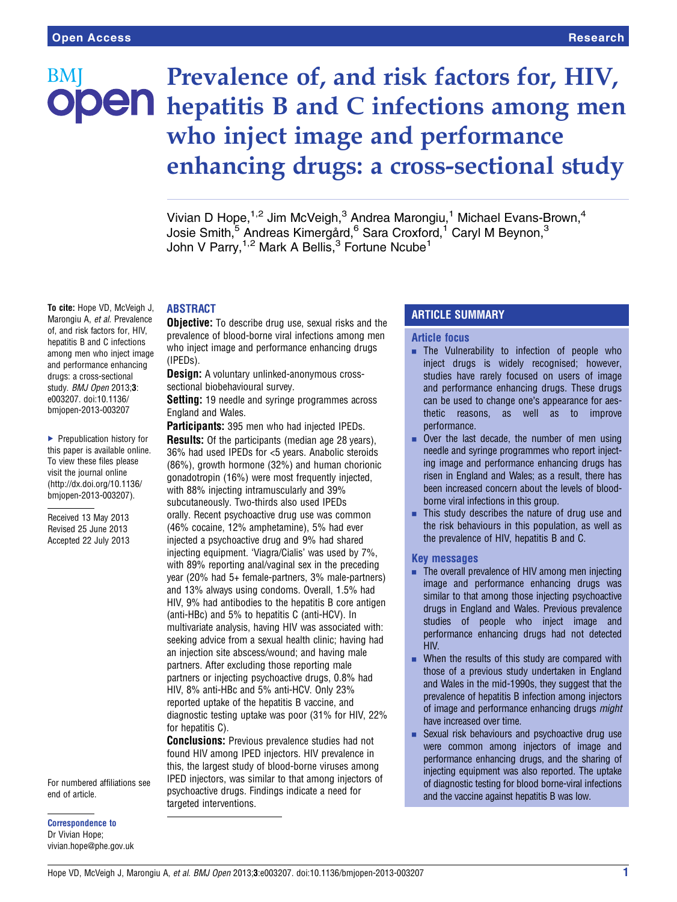Open Access | Research

# Prevalence of, and risk factors for, HIV, hepatitis B and C infections among men who inject image and performance enhancing drugs: a cross-sectional study

Vivian D Hope,[1,2] Jim McVeigh,[3] Andrea Marongiu,[1] Michael Evans-Brown,[4] Josie Smith,[5] Andreas Kimergård,[6] Sara Croxford,[1] Caryl M Beynon,[3] John V Parry,[1,2] Mark A Bellis,[3] Fortune Ncube[1]

**To cite:** Hope VD, McVeigh J, Marongiu A, *et al*. Prevalence of, and risk factors for, HIV, hepatitis B and C infections among men who inject image and performance enhancing drugs: a cross-sectional study. *BMJ Open* 2013;**3**: e003207. doi:10.1136/bmjopen-2013-003207

▸ Prepublication history for this paper is available online. To view these files please visit the journal online (http://dx.doi.org/10.1136/bmjopen-2013-003207).

Received 13 May 2013
Revised 25 June 2013
Accepted 22 July 2013

For numbered affiliations see end of article.

**Correspondence to**
Dr Vivian Hope;
vivian.hope@phe.gov.uk

## ABSTRACT

**Objective:** To describe drug use, sexual risks and the prevalence of blood-borne viral infections among men who inject image and performance enhancing drugs (IPEDs).

**Design:** A voluntary unlinked-anonymous cross-sectional biobehavioural survey.

**Setting:** 19 needle and syringe programmes across England and Wales.

**Participants:** 395 men who had injected IPEDs.

**Results:** Of the participants (median age 28 years), 36% had used IPEDs for <5 years. Anabolic steroids (86%), growth hormone (32%) and human chorionic gonadotropin (16%) were most frequently injected, with 88% injecting intramuscularly and 39% subcutaneously. Two-thirds also used IPEDs orally. Recent psychoactive drug use was common (46% cocaine, 12% amphetamine), 5% had ever injected a psychoactive drug and 9% had shared injecting equipment. 'Viagra/Cialis' was used by 7%, with 89% reporting anal/vaginal sex in the preceding year (20% had 5+ female-partners, 3% male-partners) and 13% always using condoms. Overall, 1.5% had HIV, 9% had antibodies to the hepatitis B core antigen (anti-HBc) and 5% to hepatitis C (anti-HCV). In multivariate analysis, having HIV was associated with: seeking advice from a sexual health clinic; having had an injection site abscess/wound; and having male partners. After excluding those reporting male partners or injecting psychoactive drugs, 0.8% had HIV, 8% anti-HBc and 5% anti-HCV. Only 23% reported uptake of the hepatitis B vaccine, and diagnostic testing uptake was poor (31% for HIV, 22% for hepatitis C).

**Conclusions:** Previous prevalence studies had not found HIV among IPED injectors. HIV prevalence in this, the largest study of blood-borne viruses among IPED injectors, was similar to that among injectors of psychoactive drugs. Findings indicate a need for targeted interventions.

## ARTICLE SUMMARY

### Article focus

- The Vulnerability to infection of people who inject drugs is widely recognised; however, studies have rarely focused on users of image and performance enhancing drugs. These drugs can be used to change one's appearance for aesthetic reasons, as well as to improve performance.
- Over the last decade, the number of men using needle and syringe programmes who report injecting image and performance enhancing drugs has risen in England and Wales; as a result, there has been increased concern about the levels of blood-borne viral infections in this group.
- This study describes the nature of drug use and the risk behaviours in this population, as well as the prevalence of HIV, hepatitis B and C.

### Key messages

- The overall prevalence of HIV among men injecting image and performance enhancing drugs was similar to that among those injecting psychoactive drugs in England and Wales. Previous prevalence studies of people who inject image and performance enhancing drugs had not detected HIV.
- When the results of this study are compared with those of a previous study undertaken in England and Wales in the mid-1990s, they suggest that the prevalence of hepatitis B infection among injectors of image and performance enhancing drugs *might* have increased over time.
- Sexual risk behaviours and psychoactive drug use were common among injectors of image and performance enhancing drugs, and the sharing of injecting equipment was also reported. The uptake of diagnostic testing for blood borne-viral infections and the vaccine against hepatitis B was low.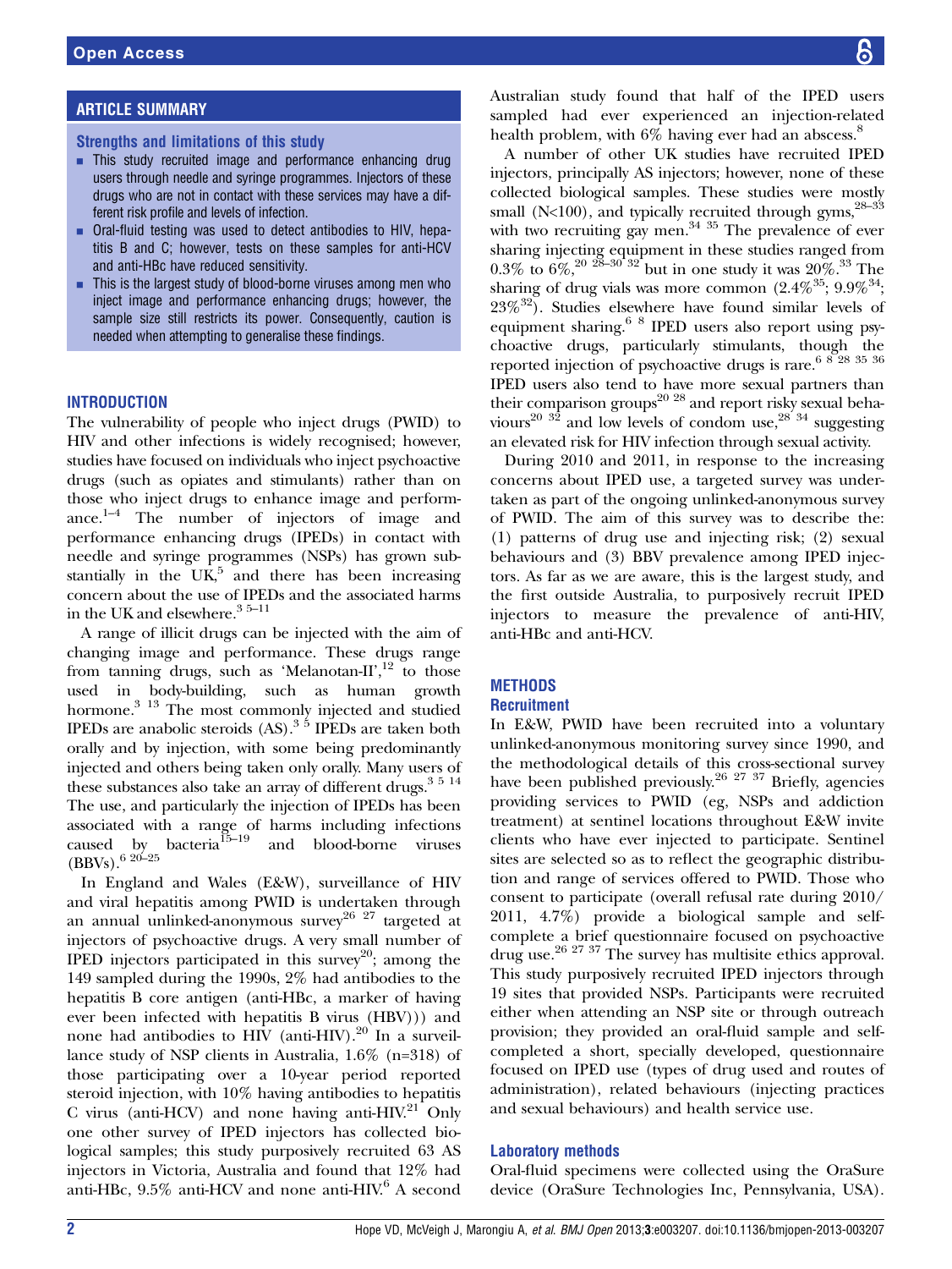## ARTICLE SUMMARY

### Strengths and limitations of this study

- This study recruited image and performance enhancing drug users through needle and syringe programmes. Injectors of these drugs who are not in contact with these services may have a different risk profile and levels of infection.
- Oral-fluid testing was used to detect antibodies to HIV, hepatitis B and C; however, tests on these samples for anti-HCV and anti-HBc have reduced sensitivity.
- This is the largest study of blood-borne viruses among men who inject image and performance enhancing drugs; however, the sample size still restricts its power. Consequently, caution is needed when attempting to generalise these findings.

## INTRODUCTION

The vulnerability of people who inject drugs (PWID) to HIV and other infections is widely recognised; however, studies have focused on individuals who inject psychoactive drugs (such as opiates and stimulants) rather than on those who inject drugs to enhance image and performance.[1–4] The number of injectors of image and performance enhancing drugs (IPEDs) in contact with needle and syringe programmes (NSPs) has grown substantially in the UK,[5] and there has been increasing concern about the use of IPEDs and the associated harms in the UK and elsewhere.[3 5–11]

A range of illicit drugs can be injected with the aim of changing image and performance. These drugs range from tanning drugs, such as 'Melanotan-II',[12] to those used in body-building, such as human growth hormone.[3 13] The most commonly injected and studied IPEDs are anabolic steroids (AS).[3 5] IPEDs are taken both orally and by injection, with some being predominantly injected and others being taken only orally. Many users of these substances also take an array of different drugs.[3 5 14] The use, and particularly the injection of IPEDs has been associated with a range of harms including infections caused by bacteria[15–19] and blood-borne viruses (BBVs).[6 20–25]

In England and Wales (E&W), surveillance of HIV and viral hepatitis among PWID is undertaken through an annual unlinked-anonymous survey[26 27] targeted at injectors of psychoactive drugs. A very small number of IPED injectors participated in this survey[20]; among the 149 sampled during the 1990s, 2% had antibodies to the hepatitis B core antigen (anti-HBc, a marker of having ever been infected with hepatitis B virus (HBV))) and none had antibodies to HIV (anti-HIV).[20] In a surveillance study of NSP clients in Australia, 1.6% (n=318) of those participating over a 10-year period reported steroid injection, with 10% having antibodies to hepatitis C virus (anti-HCV) and none having anti-HIV.[21] Only one other survey of IPED injectors has collected biological samples; this study purposively recruited 63 AS injectors in Victoria, Australia and found that 12% had anti-HBc, 9.5% anti-HCV and none anti-HIV.[6] A second Australian study found that half of the IPED users sampled had ever experienced an injection-related health problem, with 6% having ever had an abscess.[8]

A number of other UK studies have recruited IPED injectors, principally AS injectors; however, none of these collected biological samples. These studies were mostly small (N<100), and typically recruited through gyms,[28–33] with two recruiting gay men.[34 35] The prevalence of ever sharing injecting equipment in these studies ranged from 0.3% to 6%,[20 28–30 32] but in one study it was 20%.[33] The sharing of drug vials was more common (2.4%[35]; 9.9%[34]; 23%[32]). Studies elsewhere have found similar levels of equipment sharing.[6 8] IPED users also report using psychoactive drugs, particularly stimulants, though the reported injection of psychoactive drugs is rare.[6 8 28 35 36] IPED users also tend to have more sexual partners than their comparison groups[20 28] and report risky sexual behaviours[20 32] and low levels of condom use,[28 34] suggesting an elevated risk for HIV infection through sexual activity.

During 2010 and 2011, in response to the increasing concerns about IPED use, a targeted survey was undertaken as part of the ongoing unlinked-anonymous survey of PWID. The aim of this survey was to describe the: (1) patterns of drug use and injecting risk; (2) sexual behaviours and (3) BBV prevalence among IPED injectors. As far as we are aware, this is the largest study, and the first outside Australia, to purposively recruit IPED injectors to measure the prevalence of anti-HIV, anti-HBc and anti-HCV.

## METHODS

### Recruitment

In E&W, PWID have been recruited into a voluntary unlinked-anonymous monitoring survey since 1990, and the methodological details of this cross-sectional survey have been published previously.[26 27 37] Briefly, agencies providing services to PWID (eg, NSPs and addiction treatment) at sentinel locations throughout E&W invite clients who have ever injected to participate. Sentinel sites are selected so as to reflect the geographic distribution and range of services offered to PWID. Those who consent to participate (overall refusal rate during 2010/2011, 4.7%) provide a biological sample and self-complete a brief questionnaire focused on psychoactive drug use.[26 27 37] The survey has multisite ethics approval. This study purposively recruited IPED injectors through 19 sites that provided NSPs. Participants were recruited either when attending an NSP site or through outreach provision; they provided an oral-fluid sample and self-completed a short, specially developed, questionnaire focused on IPED use (types of drug used and routes of administration), related behaviours (injecting practices and sexual behaviours) and health service use.

### Laboratory methods

Oral-fluid specimens were collected using the OraSure device (OraSure Technologies Inc, Pennsylvania, USA).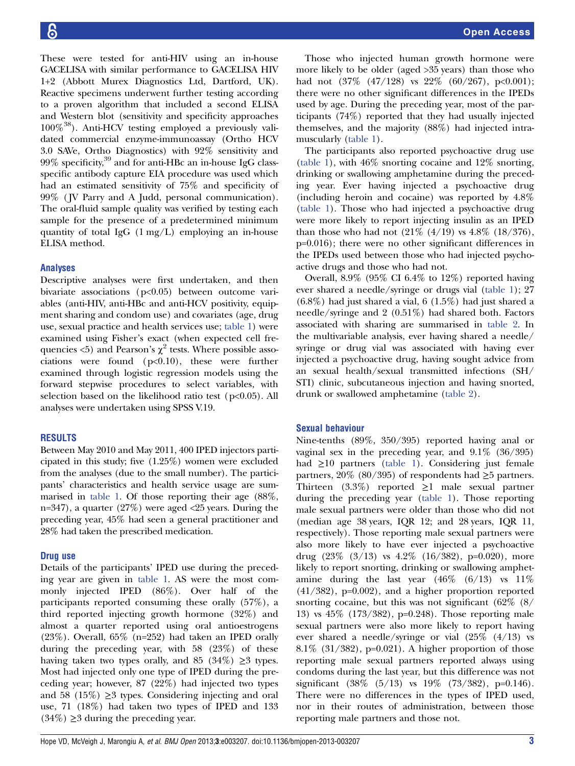These were tested for anti-HIV using an in-house GACELISA with similar performance to GACELISA HIV 1+2 (Abbott Murex Diagnostics Ltd, Dartford, UK). Reactive specimens underwent further testing according to a proven algorithm that included a second ELISA and Western blot (sensitivity and specificity approaches 100%[38]). Anti-HCV testing employed a previously validated commercial enzyme-immunoassay (Ortho HCV 3.0 SAVe, Ortho Diagnostics) with 92% sensitivity and 99% specificity,[39] and for anti-HBc an in-house IgG class-specific antibody capture EIA procedure was used which had an estimated sensitivity of 75% and specificity of 99% (JV Parry and A Judd, personal communication). The oral-fluid sample quality was verified by testing each sample for the presence of a predetermined minimum quantity of total IgG (1 mg/L) employing an in-house ELISA method.

### Analyses

Descriptive analyses were first undertaken, and then bivariate associations (p<0.05) between outcome variables (anti-HIV, anti-HBc and anti-HCV positivity, equipment sharing and condom use) and covariates (age, drug use, sexual practice and health services use; table 1) were examined using Fisher's exact (when expected cell frequencies <5) and Pearson's $\chi^2$ tests. Where possible associations were found (p<0.10), these were further examined through logistic regression models using the forward stepwise procedures to select variables, with selection based on the likelihood ratio test (p<0.05). All analyses were undertaken using SPSS V.19.

## RESULTS

Between May 2010 and May 2011, 400 IPED injectors participated in this study; five (1.25%) women were excluded from the analyses (due to the small number). The participants' characteristics and health service usage are summarised in table 1. Of those reporting their age (88%, n=347), a quarter (27%) were aged <25 years. During the preceding year, 45% had seen a general practitioner and 28% had taken the prescribed medication.

### Drug use

Details of the participants' IPED use during the preceding year are given in table 1. AS were the most commonly injected IPED (86%). Over half of the participants reported consuming these orally (57%), a third reported injecting growth hormone (32%) and almost a quarter reported using oral antioestrogens (23%). Overall, 65% (n=252) had taken an IPED orally during the preceding year, with 58 (23%) of these having taken two types orally, and 85 (34%) ≥3 types. Most had injected only one type of IPED during the preceding year; however, 87 (22%) had injected two types and 58 (15%) ≥3 types. Considering injecting and oral use, 71 (18%) had taken two types of IPED and 133 (34%) ≥3 during the preceding year.

Those who injected human growth hormone were more likely to be older (aged >35 years) than those who had not (37% (47/128) vs 22% (60/267), p<0.001); there were no other significant differences in the IPEDs used by age. During the preceding year, most of the participants (74%) reported that they had usually injected themselves, and the majority (88%) had injected intramuscularly (table 1).

The participants also reported psychoactive drug use (table 1), with 46% snorting cocaine and 12% snorting, drinking or swallowing amphetamine during the preceding year. Ever having injected a psychoactive drug (including heroin and cocaine) was reported by 4.8% (table 1). Those who had injected a psychoactive drug were more likely to report injecting insulin as an IPED than those who had not (21% (4/19) vs 4.8% (18/376), p=0.016); there were no other significant differences in the IPEDs used between those who had injected psychoactive drugs and those who had not.

Overall, 8.9% (95% CI 6.4% to 12%) reported having ever shared a needle/syringe or drugs vial (table 1); 27 (6.8%) had just shared a vial, 6 (1.5%) had just shared a needle/syringe and 2 (0.51%) had shared both. Factors associated with sharing are summarised in table 2. In the multivariable analysis, ever having shared a needle/syringe or drug vial was associated with having ever injected a psychoactive drug, having sought advice from an sexual health/sexual transmitted infections (SH/STI) clinic, subcutaneous injection and having snorted, drunk or swallowed amphetamine (table 2).

### Sexual behaviour

Nine-tenths (89%, 350/395) reported having anal or vaginal sex in the preceding year, and 9.1% (36/395) had ≥10 partners (table 1). Considering just female partners, 20% (80/395) of respondents had ≥5 partners. Thirteen (3.3%) reported ≥1 male sexual partner during the preceding year (table 1). Those reporting male sexual partners were older than those who did not (median age 38 years, IQR 12; and 28 years, IQR 11, respectively). Those reporting male sexual partners were also more likely to have ever injected a psychoactive drug (23% (3/13) vs 4.2% (16/382), p=0.020), more likely to report snorting, drinking or swallowing amphetamine during the last year (46% (6/13) vs 11% (41/382), p=0.002), and a higher proportion reported snorting cocaine, but this was not significant (62% (8/13) vs 45% (173/382), p=0.248). Those reporting male sexual partners were also more likely to report having ever shared a needle/syringe or vial (25% (4/13) vs 8.1% (31/382), p=0.021). A higher proportion of those reporting male sexual partners reported always using condoms during the last year, but this difference was not significant (38% (5/13) vs 19% (73/382), p=0.146). There were no differences in the types of IPED used, nor in their routes of administration, between those reporting male partners and those not.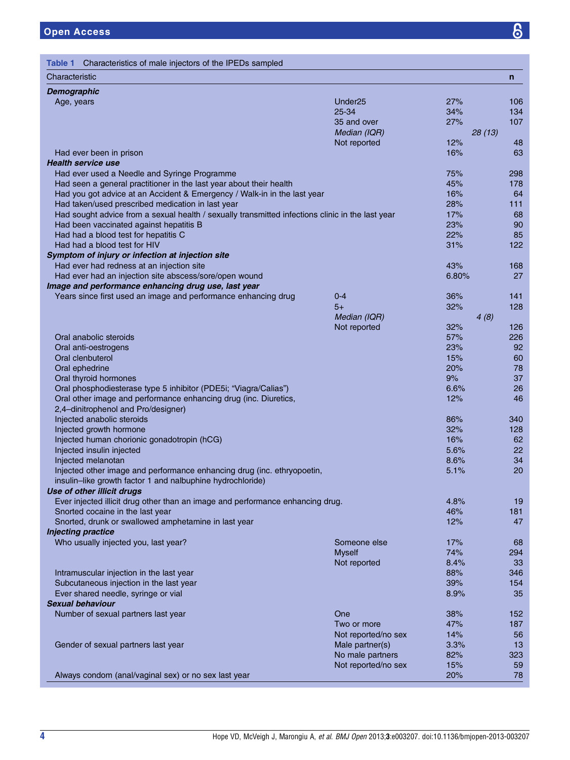**Table 1** Characteristics of male injectors of the IPEDs sampled

| Characteristic | | | n |
|---|---|---|---|
| ***Demographic*** | | | |
| Age, years | Under25 | 27% | 106 |
| | 25-34 | 34% | 134 |
| | 35 and over | 27% | 107 |
| | *Median (IQR)* | *28 (13)* | |
| | Not reported | 12% | 48 |
| Had ever been in prison | | 16% | 63 |
| ***Health service use*** | | | |
| Had ever used a Needle and Syringe Programme | | 75% | 298 |
| Had seen a general practitioner in the last year about their health | | 45% | 178 |
| Had you got advice at an Accident & Emergency / Walk-in in the last year | | 16% | 64 |
| Had taken/used prescribed medication in last year | | 28% | 111 |
| Had sought advice from a sexual health / sexually transmitted infections clinic in the last year | | 17% | 68 |
| Had been vaccinated against hepatitis B | | 23% | 90 |
| Had had a blood test for hepatitis C | | 22% | 85 |
| Had had a blood test for HIV | | 31% | 122 |
| ***Symptom of injury or infection at injection site*** | | | |
| Had ever had redness at an injection site | | 43% | 168 |
| Had ever had an injection site abscess/sore/open wound | | 6.80% | 27 |
| ***Image and performance enhancing drug use, last year*** | | | |
| Years since first used an image and performance enhancing drug | 0-4 | 36% | 141 |
| | 5+ | 32% | 128 |
| | *Median (IQR)* | *4 (8)* | |
| | Not reported | 32% | 126 |
| Oral anabolic steroids | | 57% | 226 |
| Oral anti-oestrogens | | 23% | 92 |
| Oral clenbuterol | | 15% | 60 |
| Oral ephedrine | | 20% | 78 |
| Oral thyroid hormones | | 9% | 37 |
| Oral phosphodiesterase type 5 inhibitor (PDE5i; "Viagra/Calias") | | 6.6% | 26 |
| Oral other image and performance enhancing drug (inc. Diuretics, 2,4–dinitrophenol and Pro/designer) | | 12% | 46 |
| Injected anabolic steroids | | 86% | 340 |
| Injected growth hormone | | 32% | 128 |
| Injected human chorionic gonadotropin (hCG) | | 16% | 62 |
| Injected insulin injected | | 5.6% | 22 |
| Injected melanotan | | 8.6% | 34 |
| Injected other image and performance enhancing drug (inc. ethryopoetin, insulin–like growth factor 1 and nalbuphine hydrochloride) | | 5.1% | 20 |
| ***Use of other illicit drugs*** | | | |
| Ever injected illicit drug other than an image and performance enhancing drug. | | 4.8% | 19 |
| Snorted cocaine in the last year | | 46% | 181 |
| Snorted, drunk or swallowed amphetamine in last year | | 12% | 47 |
| ***Injecting practice*** | | | |
| Who usually injected you, last year? | Someone else | 17% | 68 |
| | Myself | 74% | 294 |
| | Not reported | 8.4% | 33 |
| Intramuscular injection in the last year | | 88% | 346 |
| Subcutaneous injection in the last year | | 39% | 154 |
| Ever shared needle, syringe or vial | | 8.9% | 35 |
| ***Sexual behaviour*** | | | |
| Number of sexual partners last year | One | 38% | 152 |
| | Two or more | 47% | 187 |
| | Not reported/no sex | 14% | 56 |
| Gender of sexual partners last year | Male partner(s) | 3.3% | 13 |
| | No male partners | 82% | 323 |
| | Not reported/no sex | 15% | 59 |
| Always condom (anal/vaginal sex) or no sex last year | | 20% | 78 |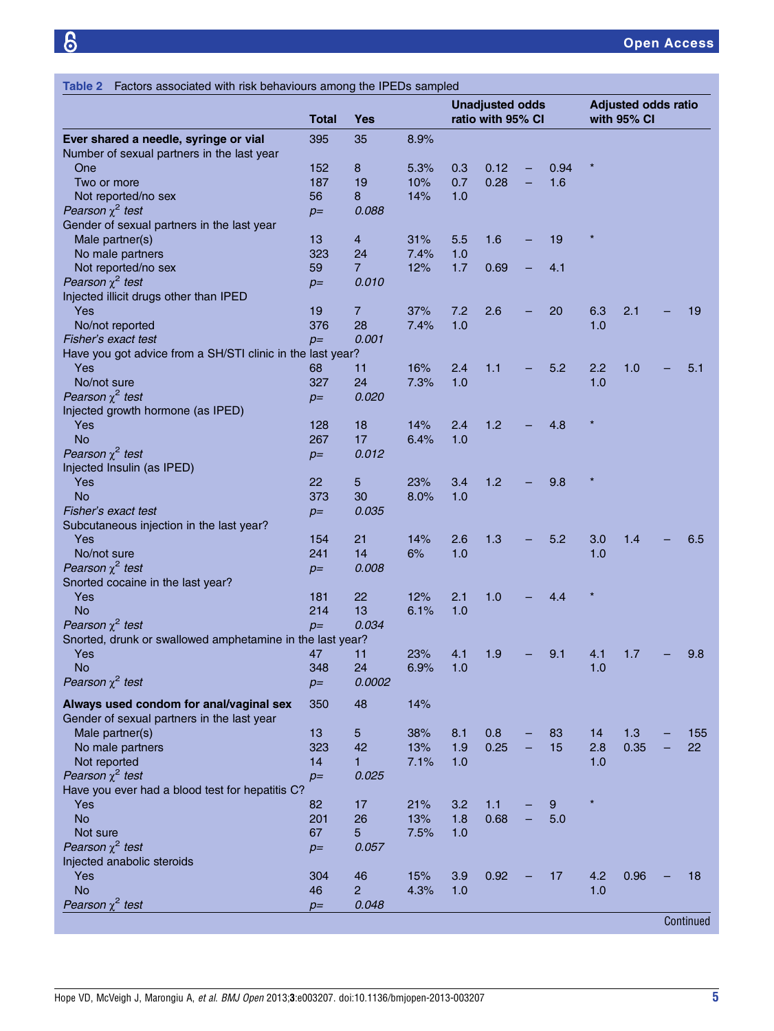**Table 2** Factors associated with risk behaviours among the IPEDs sampled

| | Total | Yes | | Unadjusted odds ratio with 95% CI | | | | Adjusted odds ratio with 95% CI | | | |
|---|---|---|---|---|---|---|---|---|---|---|---|
| **Ever shared a needle, syringe or vial** | 395 | 35 | 8.9% | | | | | | | | |
| Number of sexual partners in the last year | | | | | | | | | | | |
| One | 152 | 8 | 5.3% | 0.3 | 0.12 | – | 0.94 | * | | | |
| Two or more | 187 | 19 | 10% | 0.7 | 0.28 | – | 1.6 | | | | |
| Not reported/no sex | 56 | 8 | 14% | 1.0 | | | | | | | |
| *Pearson $\chi^2$ test* | *p=* | *0.088* | | | | | | | | | |
| Gender of sexual partners in the last year | | | | | | | | | | | |
| Male partner(s) | 13 | 4 | 31% | 5.5 | 1.6 | – | 19 | * | | | |
| No male partners | 323 | 24 | 7.4% | 1.0 | | | | | | | |
| Not reported/no sex | 59 | 7 | 12% | 1.7 | 0.69 | – | 4.1 | | | | |
| *Pearson $\chi^2$ test* | *p=* | *0.010* | | | | | | | | | |
| Injected illicit drugs other than IPED | | | | | | | | | | | |
| Yes | 19 | 7 | 37% | 7.2 | 2.6 | – | 20 | 6.3 | 2.1 | – | 19 |
| No/not reported | 376 | 28 | 7.4% | 1.0 | | | | 1.0 | | | |
| *Fisher's exact test* | *p=* | *0.001* | | | | | | | | | |
| Have you got advice from a SH/STI clinic in the last year? | | | | | | | | | | | |
| Yes | 68 | 11 | 16% | 2.4 | 1.1 | – | 5.2 | 2.2 | 1.0 | – | 5.1 |
| No/not sure | 327 | 24 | 7.3% | 1.0 | | | | 1.0 | | | |
| *Pearson $\chi^2$ test* | *p=* | *0.020* | | | | | | | | | |
| Injected growth hormone (as IPED) | | | | | | | | | | | |
| Yes | 128 | 18 | 14% | 2.4 | 1.2 | – | 4.8 | * | | | |
| No | 267 | 17 | 6.4% | 1.0 | | | | | | | |
| *Pearson $\chi^2$ test* | *p=* | *0.012* | | | | | | | | | |
| Injected Insulin (as IPED) | | | | | | | | | | | |
| Yes | 22 | 5 | 23% | 3.4 | 1.2 | – | 9.8 | * | | | |
| No | 373 | 30 | 8.0% | 1.0 | | | | | | | |
| *Fisher's exact test* | *p=* | *0.035* | | | | | | | | | |
| Subcutaneous injection in the last year? | | | | | | | | | | | |
| Yes | 154 | 21 | 14% | 2.6 | 1.3 | – | 5.2 | 3.0 | 1.4 | – | 6.5 |
| No/not sure | 241 | 14 | 6% | 1.0 | | | | 1.0 | | | |
| *Pearson $\chi^2$ test* | *p=* | *0.008* | | | | | | | | | |
| Snorted cocaine in the last year? | | | | | | | | | | | |
| Yes | 181 | 22 | 12% | 2.1 | 1.0 | – | 4.4 | * | | | |
| No | 214 | 13 | 6.1% | 1.0 | | | | | | | |
| *Pearson $\chi^2$ test* | *p=* | *0.034* | | | | | | | | | |
| Snorted, drunk or swallowed amphetamine in the last year? | | | | | | | | | | | |
| Yes | 47 | 11 | 23% | 4.1 | 1.9 | – | 9.1 | 4.1 | 1.7 | – | 9.8 |
| No | 348 | 24 | 6.9% | 1.0 | | | | 1.0 | | | |
| *Pearson $\chi^2$ test* | *p=* | *0.0002* | | | | | | | | | |
| **Always used condom for anal/vaginal sex** | 350 | 48 | 14% | | | | | | | | |
| Gender of sexual partners in the last year | | | | | | | | | | | |
| Male partner(s) | 13 | 5 | 38% | 8.1 | 0.8 | – | 83 | 14 | 1.3 | – | 155 |
| No male partners | 323 | 42 | 13% | 1.9 | 0.25 | – | 15 | 2.8 | 0.35 | – | 22 |
| Not reported | 14 | 1 | 7.1% | 1.0 | | | | 1.0 | | | |
| *Pearson $\chi^2$ test* | *p=* | *0.025* | | | | | | | | | |
| Have you ever had a blood test for hepatitis C? | | | | | | | | | | | |
| Yes | 82 | 17 | 21% | 3.2 | 1.1 | – | 9 | * | | | |
| No | 201 | 26 | 13% | 1.8 | 0.68 | – | 5.0 | | | | |
| Not sure | 67 | 5 | 7.5% | 1.0 | | | | | | | |
| *Pearson $\chi^2$ test* | *p=* | *0.057* | | | | | | | | | |
| Injected anabolic steroids | | | | | | | | | | | |
| Yes | 304 | 46 | 15% | 3.9 | 0.92 | – | 17 | 4.2 | 0.96 | – | 18 |
| No | 46 | 2 | 4.3% | 1.0 | | | | 1.0 | | | |
| *Pearson $\chi^2$ test* | *p=* | *0.048* | | | | | | | | | |

Continued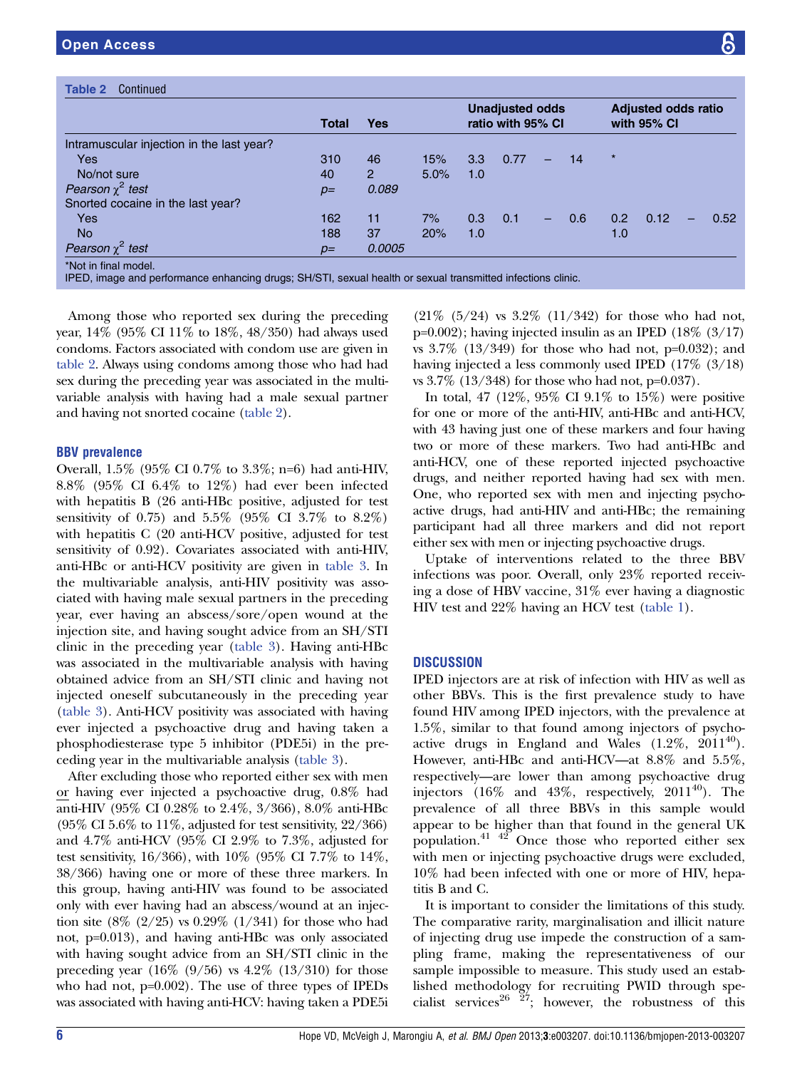**Table 2** Continued

| | Total | Yes | | Unadjusted odds ratio with 95% CI | | | | Adjusted odds ratio with 95% CI | | | |
|---|---|---|---|---|---|---|---|---|---|---|---|
| Intramuscular injection in the last year? | | | | | | | | | | | |
| Yes | 310 | 46 | 15% | 3.3 | 0.77 | – | 14 | * | | | |
| No/not sure | 40 | 2 | 5.0% | 1.0 | | | | | | | |
| *Pearson $\chi^2$ test* | *p=* | *0.089* | | | | | | | | | |
| Snorted cocaine in the last year? | | | | | | | | | | | |
| Yes | 162 | 11 | 7% | 0.3 | 0.1 | – | 0.6 | 0.2 | 0.12 | – | 0.52 |
| No | 188 | 37 | 20% | 1.0 | | | | 1.0 | | | |
| *Pearson $\chi^2$ test* | *p=* | *0.0005* | | | | | | | | | |

*Not in final model.
IPED, image and performance enhancing drugs; SH/STI, sexual health or sexual transmitted infections clinic.

Among those who reported sex during the preceding year, 14% (95% CI 11% to 18%, 48/350) had always used condoms. Factors associated with condom use are given in table 2. Always using condoms among those who had had sex during the preceding year was associated in the multivariable analysis with having had a male sexual partner and having not snorted cocaine (table 2).

## BBV prevalence

Overall, 1.5% (95% CI 0.7% to 3.3%; n=6) had anti-HIV, 8.8% (95% CI 6.4% to 12%) had ever been infected with hepatitis B (26 anti-HBc positive, adjusted for test sensitivity of 0.75) and 5.5% (95% CI 3.7% to 8.2%) with hepatitis C (20 anti-HCV positive, adjusted for test sensitivity of 0.92). Covariates associated with anti-HIV, anti-HBc or anti-HCV positivity are given in table 3. In the multivariable analysis, anti-HIV positivity was associated with having male sexual partners in the preceding year, ever having an abscess/sore/open wound at the injection site, and having sought advice from an SH/STI clinic in the preceding year (table 3). Having anti-HBc was associated in the multivariable analysis with having obtained advice from an SH/STI clinic and having not injected oneself subcutaneously in the preceding year (table 3). Anti-HCV positivity was associated with having ever injected a psychoactive drug and having taken a phosphodiesterase type 5 inhibitor (PDE5i) in the preceding year in the multivariable analysis (table 3).

After excluding those who reported either sex with men or having ever injected a psychoactive drug, 0.8% had anti-HIV (95% CI 0.28% to 2.4%, 3/366), 8.0% anti-HBc (95% CI 5.6% to 11%, adjusted for test sensitivity, 22/366) and 4.7% anti-HCV (95% CI 2.9% to 7.3%, adjusted for test sensitivity, 16/366), with 10% (95% CI 7.7% to 14%, 38/366) having one or more of these three markers. In this group, having anti-HIV was found to be associated only with ever having had an abscess/wound at an injection site (8% (2/25) vs 0.29% (1/341) for those who had not, p=0.013), and having anti-HBc was only associated with having sought advice from an SH/STI clinic in the preceding year (16% (9/56) vs 4.2% (13/310) for those who had not, p=0.002). The use of three types of IPEDs was associated with having anti-HCV: having taken a PDE5i (21% (5/24) vs 3.2% (11/342) for those who had not, p=0.002); having injected insulin as an IPED (18% (3/17) vs 3.7% (13/349) for those who had not, p=0.032); and having injected a less commonly used IPED (17% (3/18) vs 3.7% (13/348) for those who had not, p=0.037).

In total, 47 (12%, 95% CI 9.1% to 15%) were positive for one or more of the anti-HIV, anti-HBc and anti-HCV, with 43 having just one of these markers and four having two or more of these markers. Two had anti-HBc and anti-HCV, one of these reported injected psychoactive drugs, and neither reported having had sex with men. One, who reported sex with men and injecting psychoactive drugs, had anti-HIV and anti-HBc; the remaining participant had all three markers and did not report either sex with men or injecting psychoactive drugs.

Uptake of interventions related to the three BBV infections was poor. Overall, only 23% reported receiving a dose of HBV vaccine, 31% ever having a diagnostic HIV test and 22% having an HCV test (table 1).

## DISCUSSION

IPED injectors are at risk of infection with HIV as well as other BBVs. This is the first prevalence study to have found HIV among IPED injectors, with the prevalence at 1.5%, similar to that found among injectors of psychoactive drugs in England and Wales (1.2%, 2011[40]). However, anti-HBc and anti-HCV—at 8.8% and 5.5%, respectively—are lower than among psychoactive drug injectors (16% and 43%, respectively, 2011[40]). The prevalence of all three BBVs in this sample would appear to be higher than that found in the general UK population.[41 42] Once those who reported either sex with men or injecting psychoactive drugs were excluded, 10% had been infected with one or more of HIV, hepatitis B and C.

It is important to consider the limitations of this study. The comparative rarity, marginalisation and illicit nature of injecting drug use impede the construction of a sampling frame, making the representativeness of our sample impossible to measure. This study used an established methodology for recruiting PWID through specialist services[26 27]; however, the robustness of this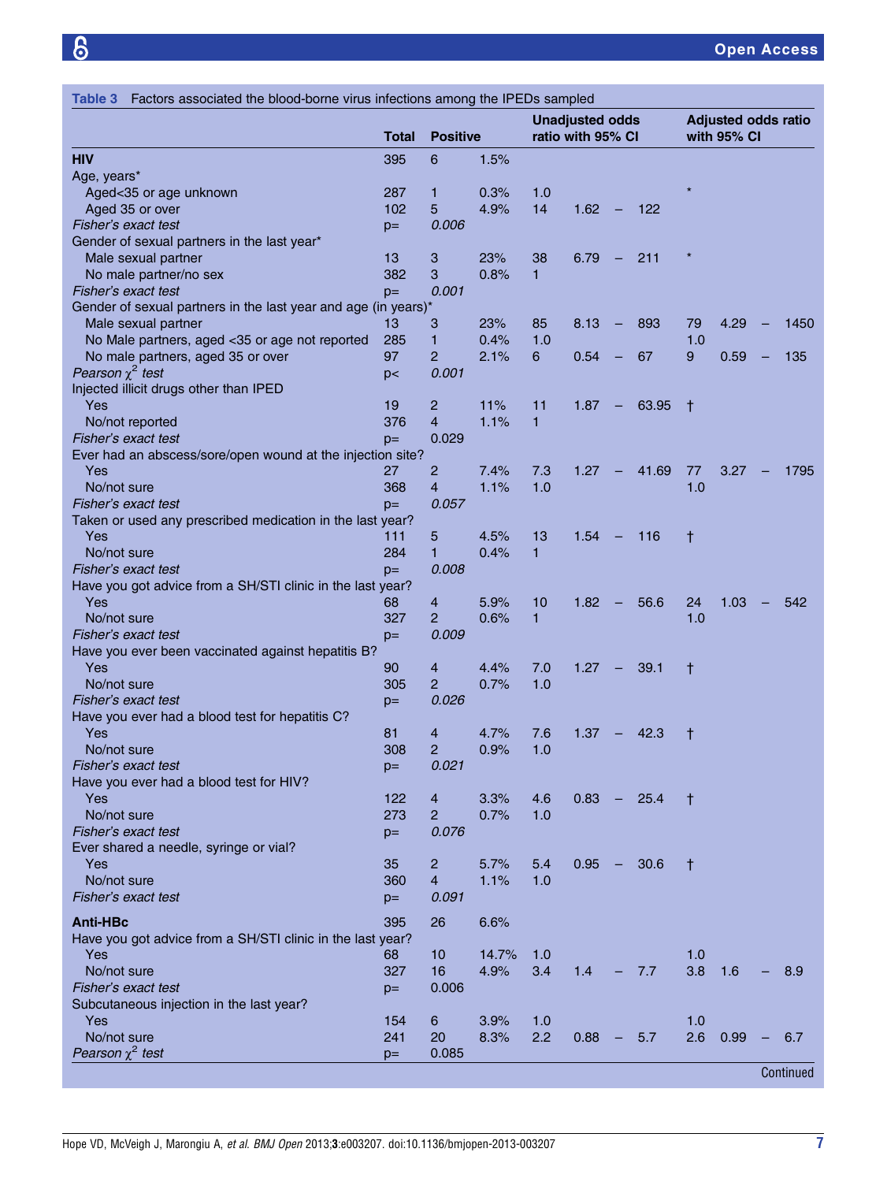**Table 3** Factors associated the blood-borne virus infections among the IPEDs sampled

| | Total | Positive | | Unadjusted odds ratio with 95% CI | | | | Adjusted odds ratio with 95% CI | | | |
|---|---|---|---|---|---|---|---|---|---|---|---|
| **HIV** | 395 | 6 | 1.5% | | | | | | | | |
| Age, years* | | | | | | | | | | | |
| Aged<35 or age unknown | 287 | 1 | 0.3% | 1.0 | | | | * | | | |
| Aged 35 or over | 102 | 5 | 4.9% | 14 | 1.62 | – | 122 | | | | |
| *Fisher's exact test* | p= | *0.006* | | | | | | | | | |
| Gender of sexual partners in the last year* | | | | | | | | | | | |
| Male sexual partner | 13 | 3 | 23% | 38 | 6.79 | – | 211 | * | | | |
| No male partner/no sex | 382 | 3 | 0.8% | 1 | | | | | | | |
| *Fisher's exact test* | p= | *0.001* | | | | | | | | | |
| Gender of sexual partners in the last year and age (in years)* | | | | | | | | | | | |
| Male sexual partner | 13 | 3 | 23% | 85 | 8.13 | – | 893 | 79 | 4.29 | – | 1450 |
| No Male partners, aged <35 or age not reported | 285 | 1 | 0.4% | 1.0 | | | | 1.0 | | | |
| No male partners, aged 35 or over | 97 | 2 | 2.1% | 6 | 0.54 | – | 67 | 9 | 0.59 | – | 135 |
| *Pearson $\chi^2$ test* | p< | *0.001* | | | | | | | | | |
| Injected illicit drugs other than IPED | | | | | | | | | | | |
| Yes | 19 | 2 | 11% | 11 | 1.87 | – | 63.95 | † | | | |
| No/not reported | 376 | 4 | 1.1% | 1 | | | | | | | |
| *Fisher's exact test* | p= | 0.029 | | | | | | | | | |
| Ever had an abscess/sore/open wound at the injection site? | | | | | | | | | | | |
| Yes | 27 | 2 | 7.4% | 7.3 | 1.27 | – | 41.69 | 77 | 3.27 | – | 1795 |
| No/not sure | 368 | 4 | 1.1% | 1.0 | | | | 1.0 | | | |
| *Fisher's exact test* | p= | *0.057* | | | | | | | | | |
| Taken or used any prescribed medication in the last year? | | | | | | | | | | | |
| Yes | 111 | 5 | 4.5% | 13 | 1.54 | – | 116 | † | | | |
| No/not sure | 284 | 1 | 0.4% | 1 | | | | | | | |
| *Fisher's exact test* | p= | *0.008* | | | | | | | | | |
| Have you got advice from a SH/STI clinic in the last year? | | | | | | | | | | | |
| Yes | 68 | 4 | 5.9% | 10 | 1.82 | – | 56.6 | 24 | 1.03 | – | 542 |
| No/not sure | 327 | 2 | 0.6% | 1 | | | | 1.0 | | | |
| *Fisher's exact test* | p= | *0.009* | | | | | | | | | |
| Have you ever been vaccinated against hepatitis B? | | | | | | | | | | | |
| Yes | 90 | 4 | 4.4% | 7.0 | 1.27 | – | 39.1 | † | | | |
| No/not sure | 305 | 2 | 0.7% | 1.0 | | | | | | | |
| *Fisher's exact test* | p= | *0.026* | | | | | | | | | |
| Have you ever had a blood test for hepatitis C? | | | | | | | | | | | |
| Yes | 81 | 4 | 4.7% | 7.6 | 1.37 | – | 42.3 | † | | | |
| No/not sure | 308 | 2 | 0.9% | 1.0 | | | | | | | |
| *Fisher's exact test* | p= | *0.021* | | | | | | | | | |
| Have you ever had a blood test for HIV? | | | | | | | | | | | |
| Yes | 122 | 4 | 3.3% | 4.6 | 0.83 | – | 25.4 | † | | | |
| No/not sure | 273 | 2 | 0.7% | 1.0 | | | | | | | |
| *Fisher's exact test* | p= | *0.076* | | | | | | | | | |
| Ever shared a needle, syringe or vial? | | | | | | | | | | | |
| Yes | 35 | 2 | 5.7% | 5.4 | 0.95 | – | 30.6 | † | | | |
| No/not sure | 360 | 4 | 1.1% | 1.0 | | | | | | | |
| *Fisher's exact test* | p= | *0.091* | | | | | | | | | |
| **Anti-HBc** | 395 | 26 | 6.6% | | | | | | | | |
| Have you got advice from a SH/STI clinic in the last year? | | | | | | | | | | | |
| Yes | 68 | 10 | 14.7% | 1.0 | | | | 1.0 | | | |
| No/not sure | 327 | 16 | 4.9% | 3.4 | 1.4 | – | 7.7 | 3.8 | 1.6 | – | 8.9 |
| *Fisher's exact test* | p= | 0.006 | | | | | | | | | |
| Subcutaneous injection in the last year? | | | | | | | | | | | |
| Yes | 154 | 6 | 3.9% | 1.0 | | | | 1.0 | | | |
| No/not sure | 241 | 20 | 8.3% | 2.2 | 0.88 | – | 5.7 | 2.6 | 0.99 | – | 6.7 |
| *Pearson $\chi^2$ test* | p= | 0.085 | | | | | | | | | |

Continued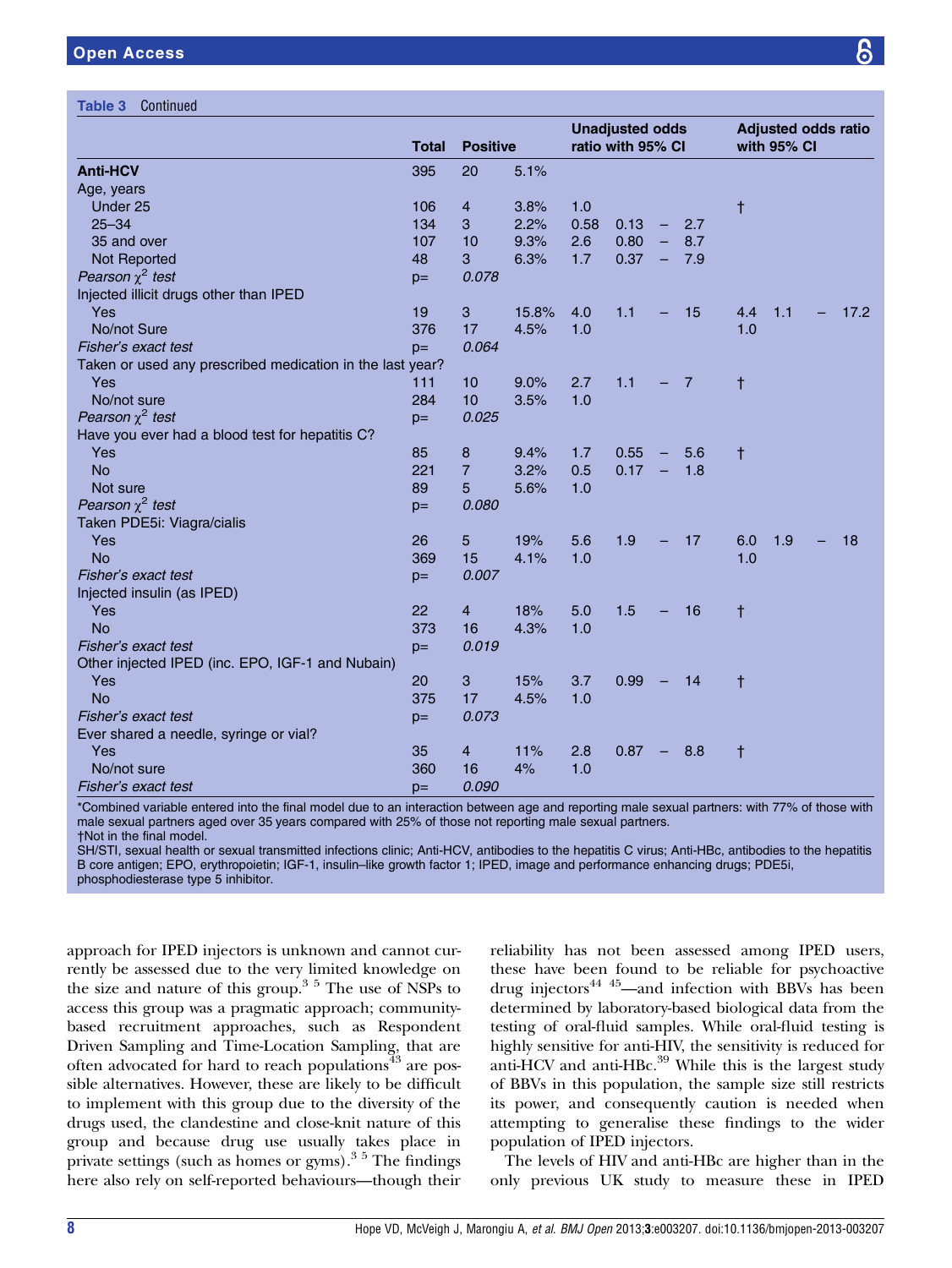**Table 3** Continued

| | Total | Positive | | Unadjusted odds ratio with 95% CI | | | | Adjusted odds ratio with 95% CI | | | |
|---|---|---|---|---|---|---|---|---|---|---|---|
| **Anti-HCV** | 395 | 20 | 5.1% | | | | | | | | |
| Age, years | | | | | | | | | | | |
| Under 25 | 106 | 4 | 3.8% | 1.0 | | | | † | | | |
| 25–34 | 134 | 3 | 2.2% | 0.58 | 0.13 | – | 2.7 | | | | |
| 35 and over | 107 | 10 | 9.3% | 2.6 | 0.80 | – | 8.7 | | | | |
| Not Reported | 48 | 3 | 6.3% | 1.7 | 0.37 | – | 7.9 | | | | |
| *Pearson $\chi^2$ test* | p= | *0.078* | | | | | | | | | |
| Injected illicit drugs other than IPED | | | | | | | | | | | |
| Yes | 19 | 3 | 15.8% | 4.0 | 1.1 | – | 15 | 4.4 | 1.1 | – | 17.2 |
| No/not Sure | 376 | 17 | 4.5% | 1.0 | | | | 1.0 | | | |
| *Fisher's exact test* | p= | *0.064* | | | | | | | | | |
| Taken or used any prescribed medication in the last year? | | | | | | | | | | | |
| Yes | 111 | 10 | 9.0% | 2.7 | 1.1 | – | 7 | † | | | |
| No/not sure | 284 | 10 | 3.5% | 1.0 | | | | | | | |
| *Pearson $\chi^2$ test* | p= | *0.025* | | | | | | | | | |
| Have you ever had a blood test for hepatitis C? | | | | | | | | | | | |
| Yes | 85 | 8 | 9.4% | 1.7 | 0.55 | – | 5.6 | † | | | |
| No | 221 | 7 | 3.2% | 0.5 | 0.17 | – | 1.8 | | | | |
| Not sure | 89 | 5 | 5.6% | 1.0 | | | | | | | |
| *Pearson $\chi^2$ test* | p= | *0.080* | | | | | | | | | |
| Taken PDE5i: Viagra/cialis | | | | | | | | | | | |
| Yes | 26 | 5 | 19% | 5.6 | 1.9 | – | 17 | 6.0 | 1.9 | – | 18 |
| No | 369 | 15 | 4.1% | 1.0 | | | | 1.0 | | | |
| *Fisher's exact test* | p= | *0.007* | | | | | | | | | |
| Injected insulin (as IPED) | | | | | | | | | | | |
| Yes | 22 | 4 | 18% | 5.0 | 1.5 | – | 16 | † | | | |
| No | 373 | 16 | 4.3% | 1.0 | | | | | | | |
| *Fisher's exact test* | p= | *0.019* | | | | | | | | | |
| Other injected IPED (inc. EPO, IGF-1 and Nubain) | | | | | | | | | | | |
| Yes | 20 | 3 | 15% | 3.7 | 0.99 | – | 14 | † | | | |
| No | 375 | 17 | 4.5% | 1.0 | | | | | | | |
| *Fisher's exact test* | p= | *0.073* | | | | | | | | | |
| Ever shared a needle, syringe or vial? | | | | | | | | | | | |
| Yes | 35 | 4 | 11% | 2.8 | 0.87 | – | 8.8 | † | | | |
| No/not sure | 360 | 16 | 4% | 1.0 | | | | | | | |
| *Fisher's exact test* | p= | *0.090* | | | | | | | | | |

*Combined variable entered into the final model due to an interaction between age and reporting male sexual partners: with 77% of those with male sexual partners aged over 35 years compared with 25% of those not reporting male sexual partners.
†Not in the final model.
SH/STI, sexual health or sexual transmitted infections clinic; Anti-HCV, antibodies to the hepatitis C virus; Anti-HBc, antibodies to the hepatitis B core antigen; EPO, erythropoietin; IGF-1, insulin–like growth factor 1; IPED, image and performance enhancing drugs; PDE5i, phosphodiesterase type 5 inhibitor.

approach for IPED injectors is unknown and cannot currently be assessed due to the very limited knowledge on the size and nature of this group.[3 5] The use of NSPs to access this group was a pragmatic approach; community-based recruitment approaches, such as Respondent Driven Sampling and Time-Location Sampling, that are often advocated for hard to reach populations[43] are possible alternatives. However, these are likely to be difficult to implement with this group due to the diversity of the drugs used, the clandestine and close-knit nature of this group and because drug use usually takes place in private settings (such as homes or gyms).[3 5] The findings here also rely on self-reported behaviours—though their reliability has not been assessed among IPED users, these have been found to be reliable for psychoactive drug injectors[44 45]—and infection with BBVs has been determined by laboratory-based biological data from the testing of oral-fluid samples. While oral-fluid testing is highly sensitive for anti-HIV, the sensitivity is reduced for anti-HCV and anti-HBc.[39] While this is the largest study of BBVs in this population, the sample size still restricts its power, and consequently caution is needed when attempting to generalise these findings to the wider population of IPED injectors.

The levels of HIV and anti-HBc are higher than in the only previous UK study to measure these in IPED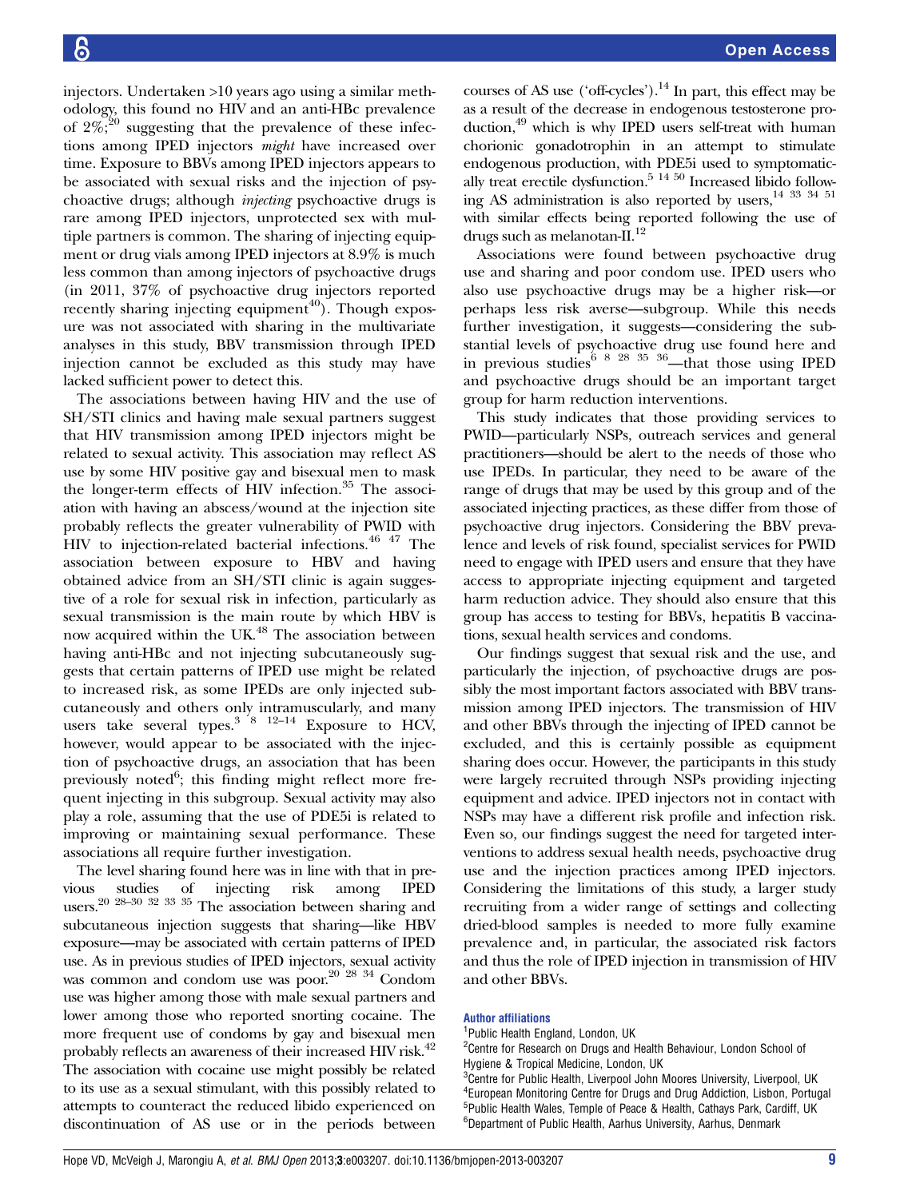injectors. Undertaken >10 years ago using a similar methodology, this found no HIV and an anti-HBc prevalence of 2%;[20] suggesting that the prevalence of these infections among IPED injectors *might* have increased over time. Exposure to BBVs among IPED injectors appears to be associated with sexual risks and the injection of psychoactive drugs; although *injecting* psychoactive drugs is rare among IPED injectors, unprotected sex with multiple partners is common. The sharing of injecting equipment or drug vials among IPED injectors at 8.9% is much less common than among injectors of psychoactive drugs (in 2011, 37% of psychoactive drug injectors reported recently sharing injecting equipment[40]). Though exposure was not associated with sharing in the multivariate analyses in this study, BBV transmission through IPED injection cannot be excluded as this study may have lacked sufficient power to detect this.

The associations between having HIV and the use of SH/STI clinics and having male sexual partners suggest that HIV transmission among IPED injectors might be related to sexual activity. This association may reflect AS use by some HIV positive gay and bisexual men to mask the longer-term effects of HIV infection.[35] The association with having an abscess/wound at the injection site probably reflects the greater vulnerability of PWID with HIV to injection-related bacterial infections.[46 47] The association between exposure to HBV and having obtained advice from an SH/STI clinic is again suggestive of a role for sexual risk in infection, particularly as sexual transmission is the main route by which HBV is now acquired within the UK.[48] The association between having anti-HBc and not injecting subcutaneously suggests that certain patterns of IPED use might be related to increased risk, as some IPEDs are only injected subcutaneously and others only intramuscularly, and many users take several types.[3 8 12–14] Exposure to HCV, however, would appear to be associated with the injection of psychoactive drugs, an association that has been previously noted[6]; this finding might reflect more frequent injecting in this subgroup. Sexual activity may also play a role, assuming that the use of PDE5i is related to improving or maintaining sexual performance. These associations all require further investigation.

The level sharing found here was in line with that in previous studies of injecting risk among IPED users.[20 28–30 32 33 35] The association between sharing and subcutaneous injection suggests that sharing—like HBV exposure—may be associated with certain patterns of IPED use. As in previous studies of IPED injectors, sexual activity was common and condom use was poor.[20 28 34] Condom use was higher among those with male sexual partners and lower among those who reported snorting cocaine. The more frequent use of condoms by gay and bisexual men probably reflects an awareness of their increased HIV risk.[42] The association with cocaine use might possibly be related to its use as a sexual stimulant, with this possibly related to attempts to counteract the reduced libido experienced on discontinuation of AS use or in the periods between courses of AS use ('off-cycles').[14] In part, this effect may be as a result of the decrease in endogenous testosterone production,[49] which is why IPED users self-treat with human chorionic gonadotrophin in an attempt to stimulate endogenous production, with PDE5i used to symptomatically treat erectile dysfunction.[5 14 50] Increased libido following AS administration is also reported by users,[14 33 34 51] with similar effects being reported following the use of drugs such as melanotan-II.[12]

Associations were found between psychoactive drug use and sharing and poor condom use. IPED users who also use psychoactive drugs may be a higher risk—or perhaps less risk averse—subgroup. While this needs further investigation, it suggests—considering the substantial levels of psychoactive drug use found here and in previous studies[6 8 28 35 36]—that those using IPED and psychoactive drugs should be an important target group for harm reduction interventions.

This study indicates that those providing services to PWID—particularly NSPs, outreach services and general practitioners—should be alert to the needs of those who use IPEDs. In particular, they need to be aware of the range of drugs that may be used by this group and of the associated injecting practices, as these differ from those of psychoactive drug injectors. Considering the BBV prevalence and levels of risk found, specialist services for PWID need to engage with IPED users and ensure that they have access to appropriate injecting equipment and targeted harm reduction advice. They should also ensure that this group has access to testing for BBVs, hepatitis B vaccinations, sexual health services and condoms.

Our findings suggest that sexual risk and the use, and particularly the injection, of psychoactive drugs are possibly the most important factors associated with BBV transmission among IPED injectors. The transmission of HIV and other BBVs through the injecting of IPED cannot be excluded, and this is certainly possible as equipment sharing does occur. However, the participants in this study were largely recruited through NSPs providing injecting equipment and advice. IPED injectors not in contact with NSPs may have a different risk profile and infection risk. Even so, our findings suggest the need for targeted interventions to address sexual health needs, psychoactive drug use and the injection practices among IPED injectors. Considering the limitations of this study, a larger study recruiting from a wider range of settings and collecting dried-blood samples is needed to more fully examine prevalence and, in particular, the associated risk factors and thus the role of IPED injection in transmission of HIV and other BBVs.

#### Author affiliations

[1]Public Health England, London, UK
[2]Centre for Research on Drugs and Health Behaviour, London School of Hygiene & Tropical Medicine, London, UK
[3]Centre for Public Health, Liverpool John Moores University, Liverpool, UK
[4]European Monitoring Centre for Drugs and Drug Addiction, Lisbon, Portugal
[5]Public Health Wales, Temple of Peace & Health, Cathays Park, Cardiff, UK
[6]Department of Public Health, Aarhus University, Aarhus, Denmark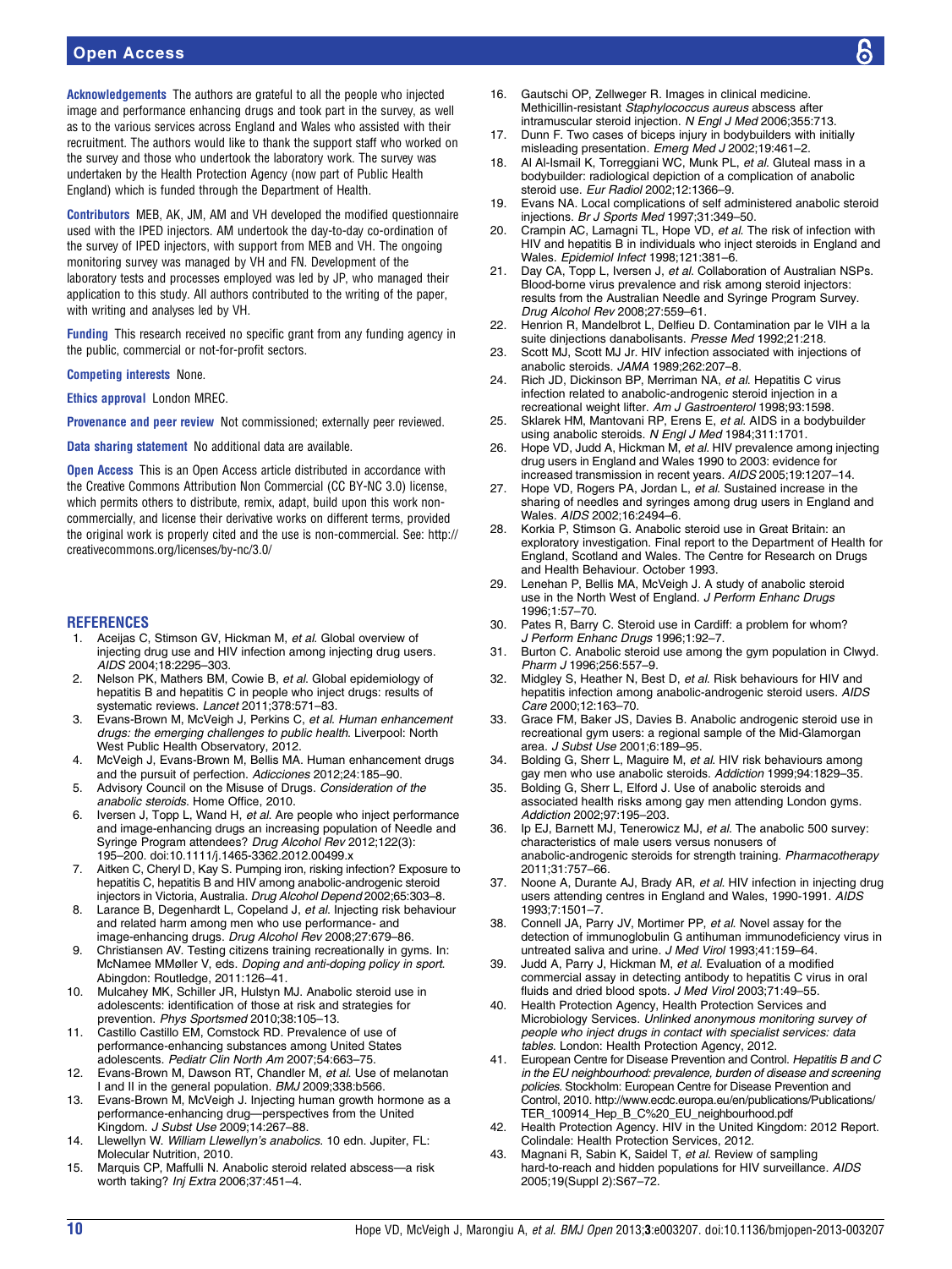**Acknowledgements** The authors are grateful to all the people who injected image and performance enhancing drugs and took part in the survey, as well as to the various services across England and Wales who assisted with their recruitment. The authors would like to thank the support staff who worked on the survey and those who undertook the laboratory work. The survey was undertaken by the Health Protection Agency (now part of Public Health England) which is funded through the Department of Health.

**Contributors** MEB, AK, JM, AM and VH developed the modified questionnaire used with the IPED injectors. AM undertook the day-to-day co-ordination of the survey of IPED injectors, with support from MEB and VH. The ongoing monitoring survey was managed by VH and FN. Development of the laboratory tests and processes employed was led by JP, who managed their application to this study. All authors contributed to the writing of the paper, with writing and analyses led by VH.

**Funding** This research received no specific grant from any funding agency in the public, commercial or not-for-profit sectors.

**Competing interests** None.

**Ethics approval** London MREC.

**Provenance and peer review** Not commissioned; externally peer reviewed.

**Data sharing statement** No additional data are available.

**Open Access** This is an Open Access article distributed in accordance with the Creative Commons Attribution Non Commercial (CC BY-NC 3.0) license, which permits others to distribute, remix, adapt, build upon this work non-commercially, and license their derivative works on different terms, provided the original work is properly cited and the use is non-commercial. See: http://creativecommons.org/licenses/by-nc/3.0/

## REFERENCES

1. Aceijas C, Stimson GV, Hickman M, *et al*. Global overview of injecting drug use and HIV infection among injecting drug users. *AIDS* 2004;18:2295–303.
2. Nelson PK, Mathers BM, Cowie B, *et al*. Global epidemiology of hepatitis B and hepatitis C in people who inject drugs: results of systematic reviews. *Lancet* 2011;378:571–83.
3. Evans-Brown M, McVeigh J, Perkins C, *et al*. *Human enhancement drugs: the emerging challenges to public health*. Liverpool: North West Public Health Observatory, 2012.
4. McVeigh J, Evans-Brown M, Bellis MA. Human enhancement drugs and the pursuit of perfection. *Adicciones* 2012;24:185–90.
5. Advisory Council on the Misuse of Drugs. *Consideration of the anabolic steroids*. Home Office, 2010.
6. Iversen J, Topp L, Wand H, *et al*. Are people who inject performance and image-enhancing drugs an increasing population of Needle and Syringe Program attendees? *Drug Alcohol Rev* 2012;122(3): 195–200. doi:10.1111/j.1465-3362.2012.00499.x
7. Aitken C, Cheryl D, Kay S. Pumping iron, risking infection? Exposure to hepatitis C, hepatitis B and HIV among anabolic-androgenic steroid injectors in Victoria, Australia. *Drug Alcohol Depend* 2002;65:303–8.
8. Larance B, Degenhardt L, Copeland J, *et al*. Injecting risk behaviour and related harm among men who use performance- and image-enhancing drugs. *Drug Alcohol Rev* 2008;27:679–86.
9. Christiansen AV. Testing citizens training recreationally in gyms. In: McNamee MMøller V, eds. *Doping and anti-doping policy in sport*. Abingdon: Routledge, 2011:126–41.
10. Mulcahey MK, Schiller JR, Hulstyn MJ. Anabolic steroid use in adolescents: identification of those at risk and strategies for prevention. *Phys Sportsmed* 2010;38:105–13.
11. Castillo Castillo EM, Comstock RD. Prevalence of use of performance-enhancing substances among United States adolescents. *Pediatr Clin North Am* 2007;54:663–75.
12. Evans-Brown M, Dawson RT, Chandler M, *et al*. Use of melanotan I and II in the general population. *BMJ* 2009;338:b566.
13. Evans-Brown M, McVeigh J. Injecting human growth hormone as a performance-enhancing drug—perspectives from the United Kingdom. *J Subst Use* 2009;14:267–88.
14. Llewellyn W. *William Llewellyn's anabolics*. 10 edn. Jupiter, FL: Molecular Nutrition, 2010.
15. Marquis CP, Maffulli N. Anabolic steroid related abscess—a risk worth taking? *Inj Extra* 2006;37:451–4.
16. Gautschi OP, Zellweger R. Images in clinical medicine. Methicillin-resistant *Staphylococcus aureus* abscess after intramuscular steroid injection. *N Engl J Med* 2006;355:713.
17. Dunn F. Two cases of biceps injury in bodybuilders with initially misleading presentation. *Emerg Med J* 2002;19:461–2.
18. Al Al-Ismail K, Torreggiani WC, Munk PL, *et al*. Gluteal mass in a bodybuilder: radiological depiction of a complication of anabolic steroid use. *Eur Radiol* 2002;12:1366–9.
19. Evans NA. Local complications of self administered anabolic steroid injections. *Br J Sports Med* 1997;31:349–50.
20. Crampin AC, Lamagni TL, Hope VD, *et al*. The risk of infection with HIV and hepatitis B in individuals who inject steroids in England and Wales. *Epidemiol Infect* 1998;121:381–6.
21. Day CA, Topp L, Iversen J, *et al*. Collaboration of Australian NSPs. Blood-borne virus prevalence and risk among steroid injectors: results from the Australian Needle and Syringe Program Survey. *Drug Alcohol Rev* 2008;27:559–61.
22. Henrion R, Mandelbrot L, Delfieu D. Contamination par le VIH a la suite dinjections danabolisants. *Presse Med* 1992;21:218.
23. Scott MJ, Scott MJ Jr. HIV infection associated with injections of anabolic steroids. *JAMA* 1989;262:207–8.
24. Rich JD, Dickinson BP, Merriman NA, *et al*. Hepatitis C virus infection related to anabolic-androgenic steroid injection in a recreational weight lifter. *Am J Gastroenterol* 1998;93:1598.
25. Sklarek HM, Mantovani RP, Erens E, *et al*. AIDS in a bodybuilder using anabolic steroids. *N Engl J Med* 1984;311:1701.
26. Hope VD, Judd A, Hickman M, *et al*. HIV prevalence among injecting drug users in England and Wales 1990 to 2003: evidence for increased transmission in recent years. *AIDS* 2005;19:1207–14.
27. Hope VD, Rogers PA, Jordan L, *et al*. Sustained increase in the sharing of needles and syringes among drug users in England and Wales. *AIDS* 2002;16:2494–6.
28. Korkia P, Stimson G. Anabolic steroid use in Great Britain: an exploratory investigation. Final report to the Department of Health for England, Scotland and Wales. The Centre for Research on Drugs and Health Behaviour. October 1993.
29. Lenehan P, Bellis MA, McVeigh J. A study of anabolic steroid use in the North West of England. *J Perform Enhanc Drugs* 1996;1:57–70.
30. Pates R, Barry C. Steroid use in Cardiff: a problem for whom? *J Perform Enhanc Drugs* 1996;1:92–7.
31. Burton C. Anabolic steroid use among the gym population in Clwyd. *Pharm J* 1996;256:557–9.
32. Midgley S, Heather N, Best D, *et al*. Risk behaviours for HIV and hepatitis infection among anabolic-androgenic steroid users. *AIDS Care* 2000;12:163–70.
33. Grace FM, Baker JS, Davies B. Anabolic androgenic steroid use in recreational gym users: a regional sample of the Mid-Glamorgan area. *J Subst Use* 2001;6:189–95.
34. Bolding G, Sherr L, Maguire M, *et al*. HIV risk behaviours among gay men who use anabolic steroids. *Addiction* 1999;94:1829–35.
35. Bolding G, Sherr L, Elford J. Use of anabolic steroids and associated health risks among gay men attending London gyms. *Addiction* 2002;97:195–203.
36. Ip EJ, Barnett MJ, Tenerowicz MJ, *et al*. The anabolic 500 survey: characteristics of male users versus nonusers of anabolic-androgenic steroids for strength training. *Pharmacotherapy* 2011;31:757–66.
37. Noone A, Durante AJ, Brady AR, *et al*. HIV infection in injecting drug users attending centres in England and Wales, 1990-1991. *AIDS* 1993;7:1501–7.
38. Connell JA, Parry JV, Mortimer PP, *et al*. Novel assay for the detection of immunoglobulin G antihuman immunodeficiency virus in untreated saliva and urine. *J Med Virol* 1993;41:159–64.
39. Judd A, Parry J, Hickman M, *et al*. Evaluation of a modified commercial assay in detecting antibody to hepatitis C virus in oral fluids and dried blood spots. *J Med Virol* 2003;71:49–55.
40. Health Protection Agency, Health Protection Services and Microbiology Services. *Unlinked anonymous monitoring survey of people who inject drugs in contact with specialist services: data tables*. London: Health Protection Agency, 2012.
41. European Centre for Disease Prevention and Control. *Hepatitis B and C in the EU neighbourhood: prevalence, burden of disease and screening policies*. Stockholm: European Centre for Disease Prevention and Control, 2010. http://www.ecdc.europa.eu/en/publications/Publications/TER_100914_Hep_B_C%20_EU_neighbourhood.pdf
42. Health Protection Agency. HIV in the United Kingdom: 2012 Report. Colindale: Health Protection Services, 2012.
43. Magnani R, Sabin K, Saidel T, *et al*. Review of sampling hard-to-reach and hidden populations for HIV surveillance. *AIDS* 2005;19(Suppl 2):S67–72.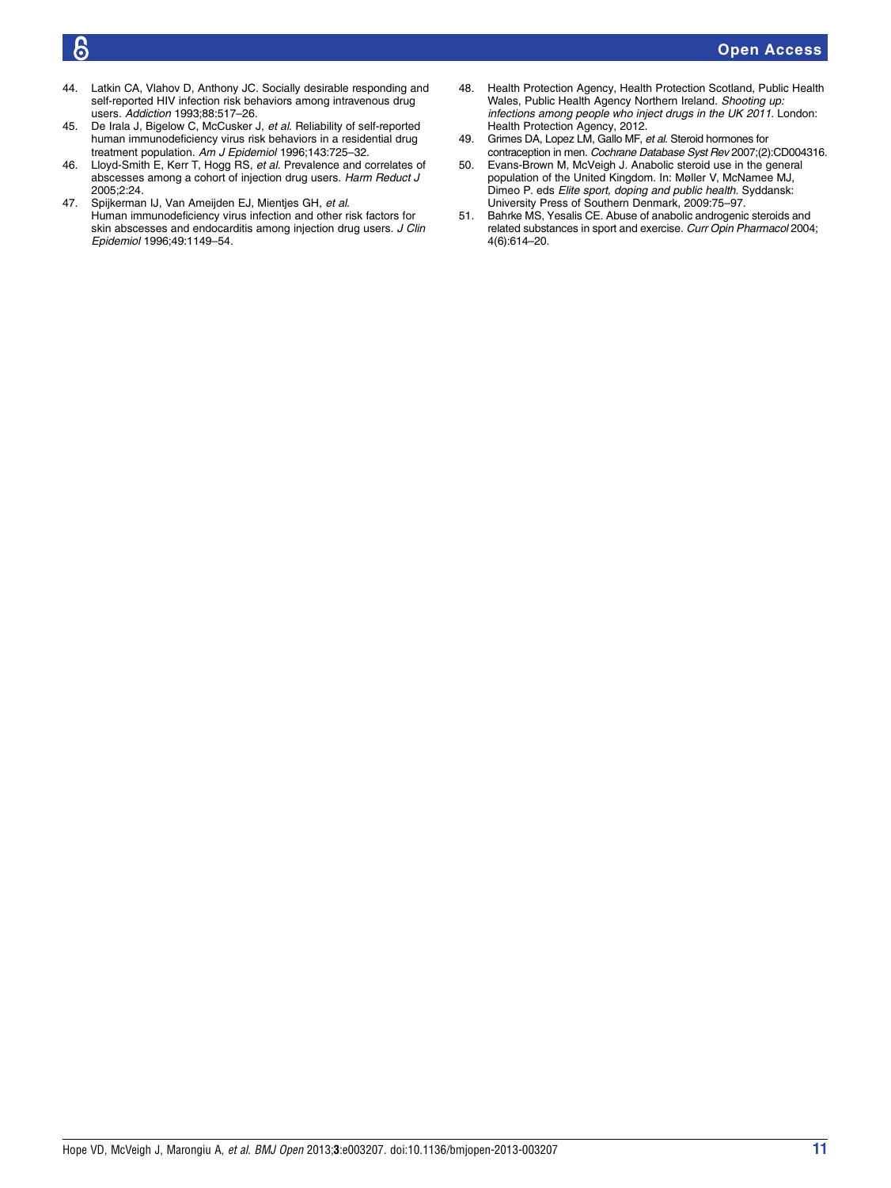44. Latkin CA, Vlahov D, Anthony JC. Socially desirable responding and self-reported HIV infection risk behaviors among intravenous drug users. *Addiction* 1993;88:517–26.
45. De Irala J, Bigelow C, McCusker J, *et al*. Reliability of self-reported human immunodeficiency virus risk behaviors in a residential drug treatment population. *Am J Epidemiol* 1996;143:725–32.
46. Lloyd-Smith E, Kerr T, Hogg RS, *et al*. Prevalence and correlates of abscesses among a cohort of injection drug users. *Harm Reduct J* 2005;2:24.
47. Spijkerman IJ, Van Ameijden EJ, Mientjes GH, *et al*. Human immunodeficiency virus infection and other risk factors for skin abscesses and endocarditis among injection drug users. *J Clin Epidemiol* 1996;49:1149–54.
48. Health Protection Agency, Health Protection Scotland, Public Health Wales, Public Health Agency Northern Ireland. *Shooting up: infections among people who inject drugs in the UK 2011*. London: Health Protection Agency, 2012.
49. Grimes DA, Lopez LM, Gallo MF, *et al*. Steroid hormones for contraception in men. *Cochrane Database Syst Rev* 2007;(2):CD004316.
50. Evans-Brown M, McVeigh J. Anabolic steroid use in the general population of the United Kingdom. In: Møller V, McNamee MJ, Dimeo P. eds *Elite sport, doping and public health*. Syddansk: University Press of Southern Denmark, 2009:75–97.
51. Bahrke MS, Yesalis CE. Abuse of anabolic androgenic steroids and related substances in sport and exercise. *Curr Opin Pharmacol* 2004; 4(6):614–20.